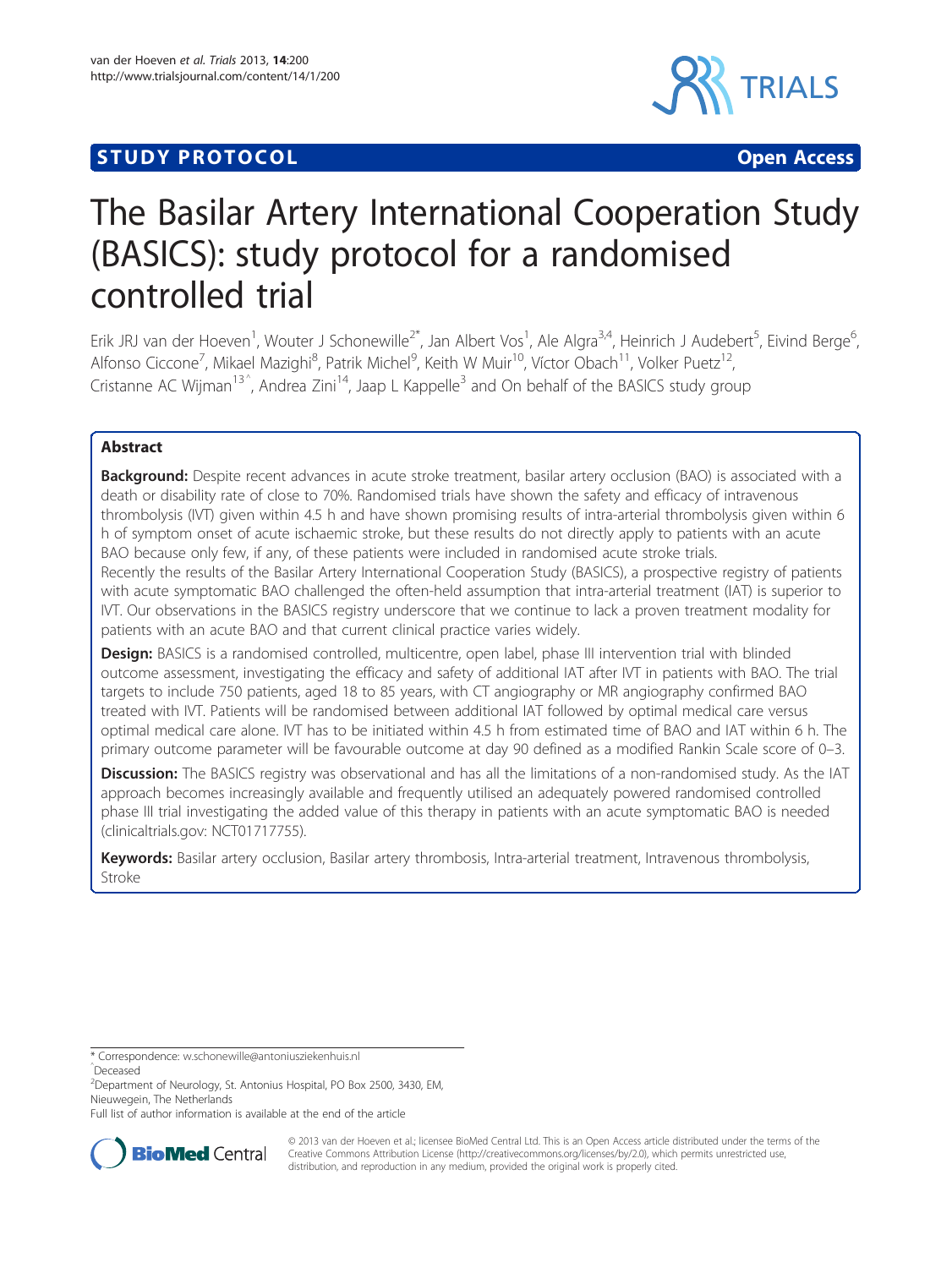STUDY PROTOCOL Open Access

# The Basilar Artery International Cooperation Study (BASICS): study protocol for a randomised controlled trial

Erik JRJ van der Hoeven[1], Wouter J Schonewille[2*], Jan Albert Vos[1], Ale Algra[3,4], Heinrich J Audebert[5], Eivind Berge[6], Alfonso Ciccone[7], Mikael Mazighi[8], Patrik Michel[9], Keith W Muir[10], Víctor Obach[11], Volker Puetz[12], Cristanne AC Wijman[13^], Andrea Zini[14], Jaap L Kappelle[3] and On behalf of the BASICS study group

## Abstract

**Background:** Despite recent advances in acute stroke treatment, basilar artery occlusion (BAO) is associated with a death or disability rate of close to 70%. Randomised trials have shown the safety and efficacy of intravenous thrombolysis (IVT) given within 4.5 h and have shown promising results of intra-arterial thrombolysis given within 6 h of symptom onset of acute ischaemic stroke, but these results do not directly apply to patients with an acute BAO because only few, if any, of these patients were included in randomised acute stroke trials.

Recently the results of the Basilar Artery International Cooperation Study (BASICS), a prospective registry of patients with acute symptomatic BAO challenged the often-held assumption that intra-arterial treatment (IAT) is superior to IVT. Our observations in the BASICS registry underscore that we continue to lack a proven treatment modality for patients with an acute BAO and that current clinical practice varies widely.

**Design:** BASICS is a randomised controlled, multicentre, open label, phase III intervention trial with blinded outcome assessment, investigating the efficacy and safety of additional IAT after IVT in patients with BAO. The trial targets to include 750 patients, aged 18 to 85 years, with CT angiography or MR angiography confirmed BAO treated with IVT. Patients will be randomised between additional IAT followed by optimal medical care versus optimal medical care alone. IVT has to be initiated within 4.5 h from estimated time of BAO and IAT within 6 h. The primary outcome parameter will be favourable outcome at day 90 defined as a modified Rankin Scale score of 0–3.

**Discussion:** The BASICS registry was observational and has all the limitations of a non-randomised study. As the IAT approach becomes increasingly available and frequently utilised an adequately powered randomised controlled phase III trial investigating the added value of this therapy in patients with an acute symptomatic BAO is needed (clinicaltrials.gov: NCT01717755).

**Keywords:** Basilar artery occlusion, Basilar artery thrombosis, Intra-arterial treatment, Intravenous thrombolysis, Stroke

---

\* Correspondence: w.schonewille@antoniusziekenhuis.nl

^Deceased

[2]Department of Neurology, St. Antonius Hospital, PO Box 2500, 3430, EM, Nieuwegein, The Netherlands

Full list of author information is available at the end of the article

© 2013 van der Hoeven et al.; licensee BioMed Central Ltd. This is an Open Access article distributed under the terms of the Creative Commons Attribution License (http://creativecommons.org/licenses/by/2.0), which permits unrestricted use, distribution, and reproduction in any medium, provided the original work is properly cited.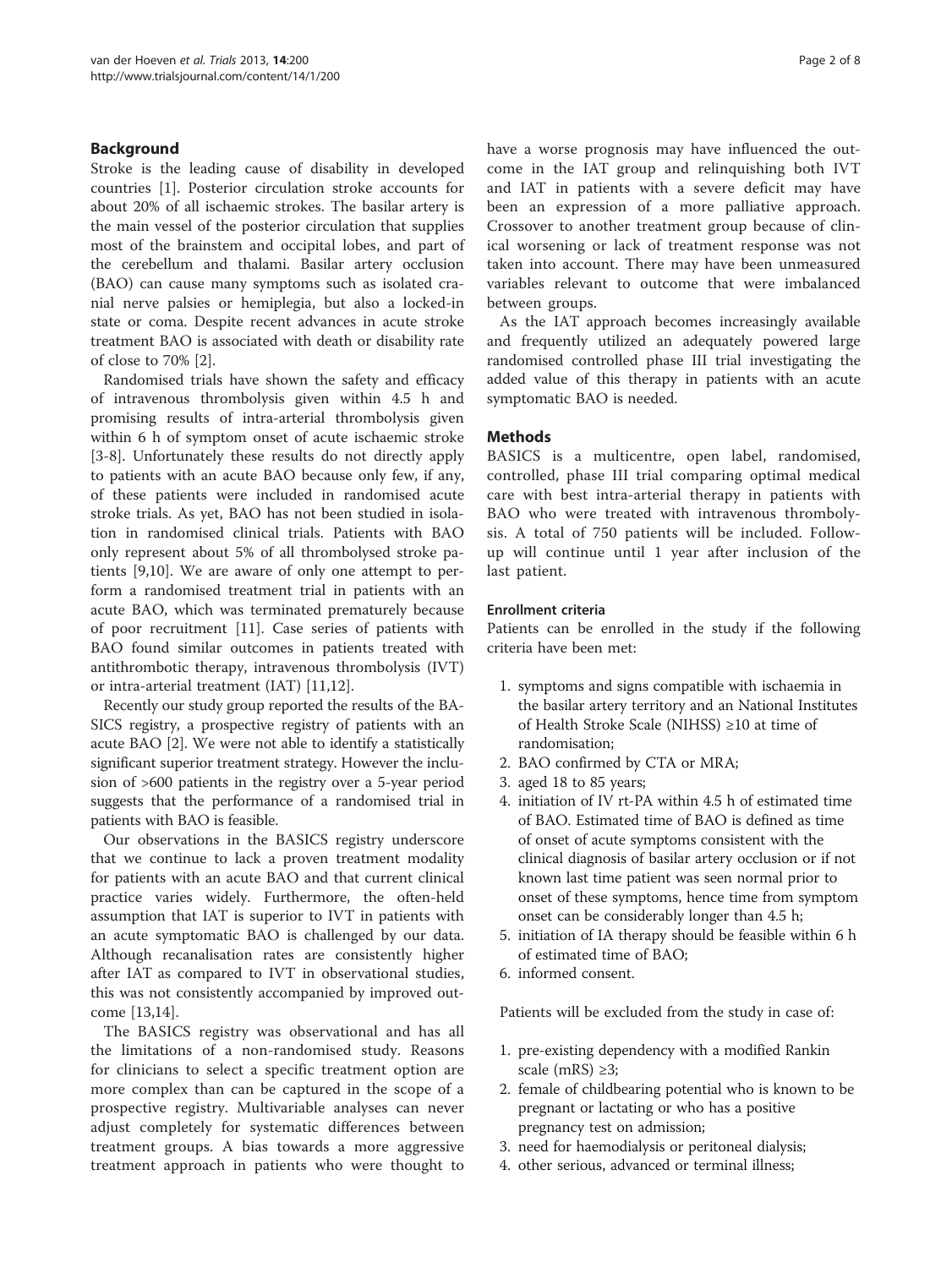## Background

Stroke is the leading cause of disability in developed countries [1]. Posterior circulation stroke accounts for about 20% of all ischaemic strokes. The basilar artery is the main vessel of the posterior circulation that supplies most of the brainstem and occipital lobes, and part of the cerebellum and thalami. Basilar artery occlusion (BAO) can cause many symptoms such as isolated cranial nerve palsies or hemiplegia, but also a locked-in state or coma. Despite recent advances in acute stroke treatment BAO is associated with death or disability rate of close to 70% [2].

Randomised trials have shown the safety and efficacy of intravenous thrombolysis given within 4.5 h and promising results of intra-arterial thrombolysis given within 6 h of symptom onset of acute ischaemic stroke [3-8]. Unfortunately these results do not directly apply to patients with an acute BAO because only few, if any, of these patients were included in randomised acute stroke trials. As yet, BAO has not been studied in isolation in randomised clinical trials. Patients with BAO only represent about 5% of all thrombolysed stroke patients [9,10]. We are aware of only one attempt to perform a randomised treatment trial in patients with an acute BAO, which was terminated prematurely because of poor recruitment [11]. Case series of patients with BAO found similar outcomes in patients treated with antithrombotic therapy, intravenous thrombolysis (IVT) or intra-arterial treatment (IAT) [11,12].

Recently our study group reported the results of the BASICS registry, a prospective registry of patients with an acute BAO [2]. We were not able to identify a statistically significant superior treatment strategy. However the inclusion of >600 patients in the registry over a 5-year period suggests that the performance of a randomised trial in patients with BAO is feasible.

Our observations in the BASICS registry underscore that we continue to lack a proven treatment modality for patients with an acute BAO and that current clinical practice varies widely. Furthermore, the often-held assumption that IAT is superior to IVT in patients with an acute symptomatic BAO is challenged by our data. Although recanalisation rates are consistently higher after IAT as compared to IVT in observational studies, this was not consistently accompanied by improved outcome [13,14].

The BASICS registry was observational and has all the limitations of a non-randomised study. Reasons for clinicians to select a specific treatment option are more complex than can be captured in the scope of a prospective registry. Multivariable analyses can never adjust completely for systematic differences between treatment groups. A bias towards a more aggressive treatment approach in patients who were thought to have a worse prognosis may have influenced the outcome in the IAT group and relinquishing both IVT and IAT in patients with a severe deficit may have been an expression of a more palliative approach. Crossover to another treatment group because of clinical worsening or lack of treatment response was not taken into account. There may have been unmeasured variables relevant to outcome that were imbalanced between groups.

As the IAT approach becomes increasingly available and frequently utilized an adequately powered large randomised controlled phase III trial investigating the added value of this therapy in patients with an acute symptomatic BAO is needed.

## Methods

BASICS is a multicentre, open label, randomised, controlled, phase III trial comparing optimal medical care with best intra-arterial therapy in patients with BAO who were treated with intravenous thrombolysis. A total of 750 patients will be included. Follow-up will continue until 1 year after inclusion of the last patient.

### Enrollment criteria

Patients can be enrolled in the study if the following criteria have been met:

1. symptoms and signs compatible with ischaemia in the basilar artery territory and an National Institutes of Health Stroke Scale (NIHSS) ≥10 at time of randomisation;
2. BAO confirmed by CTA or MRA;
3. aged 18 to 85 years;
4. initiation of IV rt-PA within 4.5 h of estimated time of BAO. Estimated time of BAO is defined as time of onset of acute symptoms consistent with the clinical diagnosis of basilar artery occlusion or if not known last time patient was seen normal prior to onset of these symptoms, hence time from symptom onset can be considerably longer than 4.5 h;
5. initiation of IA therapy should be feasible within 6 h of estimated time of BAO;
6. informed consent.

Patients will be excluded from the study in case of:

1. pre-existing dependency with a modified Rankin scale (mRS) ≥3;
2. female of childbearing potential who is known to be pregnant or lactating or who has a positive pregnancy test on admission;
3. need for haemodialysis or peritoneal dialysis;
4. other serious, advanced or terminal illness;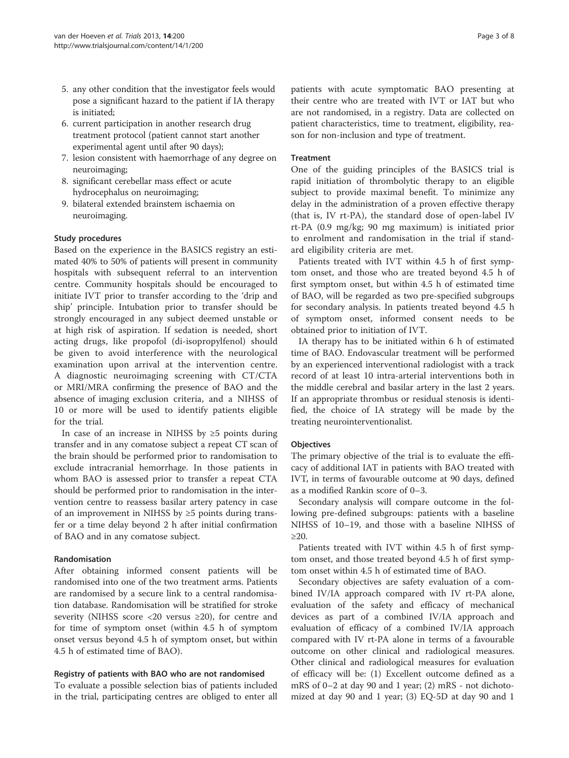5. any other condition that the investigator feels would pose a significant hazard to the patient if IA therapy is initiated;
6. current participation in another research drug treatment protocol (patient cannot start another experimental agent until after 90 days);
7. lesion consistent with haemorrhage of any degree on neuroimaging;
8. significant cerebellar mass effect or acute hydrocephalus on neuroimaging;
9. bilateral extended brainstem ischaemia on neuroimaging.

### Study procedures

Based on the experience in the BASICS registry an estimated 40% to 50% of patients will present in community hospitals with subsequent referral to an intervention centre. Community hospitals should be encouraged to initiate IVT prior to transfer according to the 'drip and ship' principle. Intubation prior to transfer should be strongly encouraged in any subject deemed unstable or at high risk of aspiration. If sedation is needed, short acting drugs, like propofol (di-isopropylfenol) should be given to avoid interference with the neurological examination upon arrival at the intervention centre. A diagnostic neuroimaging screening with CT/CTA or MRI/MRA confirming the presence of BAO and the absence of imaging exclusion criteria, and a NIHSS of 10 or more will be used to identify patients eligible for the trial.

In case of an increase in NIHSS by ≥5 points during transfer and in any comatose subject a repeat CT scan of the brain should be performed prior to randomisation to exclude intracranial hemorrhage. In those patients in whom BAO is assessed prior to transfer a repeat CTA should be performed prior to randomisation in the intervention centre to reassess basilar artery patency in case of an improvement in NIHSS by ≥5 points during transfer or a time delay beyond 2 h after initial confirmation of BAO and in any comatose subject.

### Randomisation

After obtaining informed consent patients will be randomised into one of the two treatment arms. Patients are randomised by a secure link to a central randomisation database. Randomisation will be stratified for stroke severity (NIHSS score <20 versus ≥20), for centre and for time of symptom onset (within 4.5 h of symptom onset versus beyond 4.5 h of symptom onset, but within 4.5 h of estimated time of BAO).

### Registry of patients with BAO who are not randomised

To evaluate a possible selection bias of patients included in the trial, participating centres are obliged to enter all patients with acute symptomatic BAO presenting at their centre who are treated with IVT or IAT but who are not randomised, in a registry. Data are collected on patient characteristics, time to treatment, eligibility, reason for non-inclusion and type of treatment.

### Treatment

One of the guiding principles of the BASICS trial is rapid initiation of thrombolytic therapy to an eligible subject to provide maximal benefit. To minimize any delay in the administration of a proven effective therapy (that is, IV rt-PA), the standard dose of open-label IV rt-PA (0.9 mg/kg; 90 mg maximum) is initiated prior to enrolment and randomisation in the trial if standard eligibility criteria are met.

Patients treated with IVT within 4.5 h of first symptom onset, and those who are treated beyond 4.5 h of first symptom onset, but within 4.5 h of estimated time of BAO, will be regarded as two pre-specified subgroups for secondary analysis. In patients treated beyond 4.5 h of symptom onset, informed consent needs to be obtained prior to initiation of IVT.

IA therapy has to be initiated within 6 h of estimated time of BAO. Endovascular treatment will be performed by an experienced interventional radiologist with a track record of at least 10 intra-arterial interventions both in the middle cerebral and basilar artery in the last 2 years. If an appropriate thrombus or residual stenosis is identified, the choice of IA strategy will be made by the treating neurointerventionalist.

### Objectives

The primary objective of the trial is to evaluate the efficacy of additional IAT in patients with BAO treated with IVT, in terms of favourable outcome at 90 days, defined as a modified Rankin score of 0–3.

Secondary analysis will compare outcome in the following pre-defined subgroups: patients with a baseline NIHSS of 10–19, and those with a baseline NIHSS of ≥20.

Patients treated with IVT within 4.5 h of first symptom onset, and those treated beyond 4.5 h of first symptom onset within 4.5 h of estimated time of BAO.

Secondary objectives are safety evaluation of a combined IV/IA approach compared with IV rt-PA alone, evaluation of the safety and efficacy of mechanical devices as part of a combined IV/IA approach and evaluation of efficacy of a combined IV/IA approach compared with IV rt-PA alone in terms of a favourable outcome on other clinical and radiological measures. Other clinical and radiological measures for evaluation of efficacy will be: (1) Excellent outcome defined as a mRS of 0–2 at day 90 and 1 year; (2) mRS - not dichotomized at day 90 and 1 year; (3) EQ-5D at day 90 and 1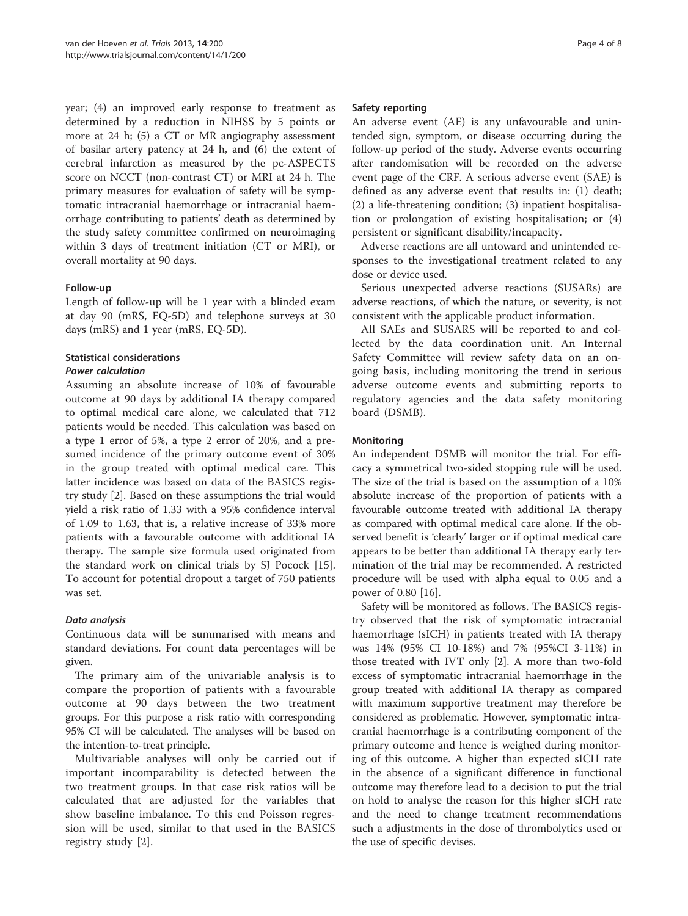year; (4) an improved early response to treatment as determined by a reduction in NIHSS by 5 points or more at 24 h; (5) a CT or MR angiography assessment of basilar artery patency at 24 h, and (6) the extent of cerebral infarction as measured by the pc-ASPECTS score on NCCT (non-contrast CT) or MRI at 24 h. The primary measures for evaluation of safety will be symptomatic intracranial haemorrhage or intracranial haemorrhage contributing to patients' death as determined by the study safety committee confirmed on neuroimaging within 3 days of treatment initiation (CT or MRI), or overall mortality at 90 days.

### Follow-up

Length of follow-up will be 1 year with a blinded exam at day 90 (mRS, EQ-5D) and telephone surveys at 30 days (mRS) and 1 year (mRS, EQ-5D).

### Statistical considerations

#### *Power calculation*

Assuming an absolute increase of 10% of favourable outcome at 90 days by additional IA therapy compared to optimal medical care alone, we calculated that 712 patients would be needed. This calculation was based on a type 1 error of 5%, a type 2 error of 20%, and a presumed incidence of the primary outcome event of 30% in the group treated with optimal medical care. This latter incidence was based on data of the BASICS registry study [2]. Based on these assumptions the trial would yield a risk ratio of 1.33 with a 95% confidence interval of 1.09 to 1.63, that is, a relative increase of 33% more patients with a favourable outcome with additional IA therapy. The sample size formula used originated from the standard work on clinical trials by SJ Pocock [15]. To account for potential dropout a target of 750 patients was set.

#### *Data analysis*

Continuous data will be summarised with means and standard deviations. For count data percentages will be given.

The primary aim of the univariable analysis is to compare the proportion of patients with a favourable outcome at 90 days between the two treatment groups. For this purpose a risk ratio with corresponding 95% CI will be calculated. The analyses will be based on the intention-to-treat principle.

Multivariable analyses will only be carried out if important incomparability is detected between the two treatment groups. In that case risk ratios will be calculated that are adjusted for the variables that show baseline imbalance. To this end Poisson regression will be used, similar to that used in the BASICS registry study [2].

### Safety reporting

An adverse event (AE) is any unfavourable and unintended sign, symptom, or disease occurring during the follow-up period of the study. Adverse events occurring after randomisation will be recorded on the adverse event page of the CRF. A serious adverse event (SAE) is defined as any adverse event that results in: (1) death; (2) a life-threatening condition; (3) inpatient hospitalisation or prolongation of existing hospitalisation; or (4) persistent or significant disability/incapacity.

Adverse reactions are all untoward and unintended responses to the investigational treatment related to any dose or device used.

Serious unexpected adverse reactions (SUSARs) are adverse reactions, of which the nature, or severity, is not consistent with the applicable product information.

All SAEs and SUSARS will be reported to and collected by the data coordination unit. An Internal Safety Committee will review safety data on an ongoing basis, including monitoring the trend in serious adverse outcome events and submitting reports to regulatory agencies and the data safety monitoring board (DSMB).

### Monitoring

An independent DSMB will monitor the trial. For efficacy a symmetrical two-sided stopping rule will be used. The size of the trial is based on the assumption of a 10% absolute increase of the proportion of patients with a favourable outcome treated with additional IA therapy as compared with optimal medical care alone. If the observed benefit is 'clearly' larger or if optimal medical care appears to be better than additional IA therapy early termination of the trial may be recommended. A restricted procedure will be used with alpha equal to 0.05 and a power of 0.80 [16].

Safety will be monitored as follows. The BASICS registry observed that the risk of symptomatic intracranial haemorrhage (sICH) in patients treated with IA therapy was 14% (95% CI 10-18%) and 7% (95%CI 3-11%) in those treated with IVT only [2]. A more than two-fold excess of symptomatic intracranial haemorrhage in the group treated with additional IA therapy as compared with maximum supportive treatment may therefore be considered as problematic. However, symptomatic intracranial haemorrhage is a contributing component of the primary outcome and hence is weighed during monitoring of this outcome. A higher than expected sICH rate in the absence of a significant difference in functional outcome may therefore lead to a decision to put the trial on hold to analyse the reason for this higher sICH rate and the need to change treatment recommendations such a adjustments in the dose of thrombolytics used or the use of specific devises.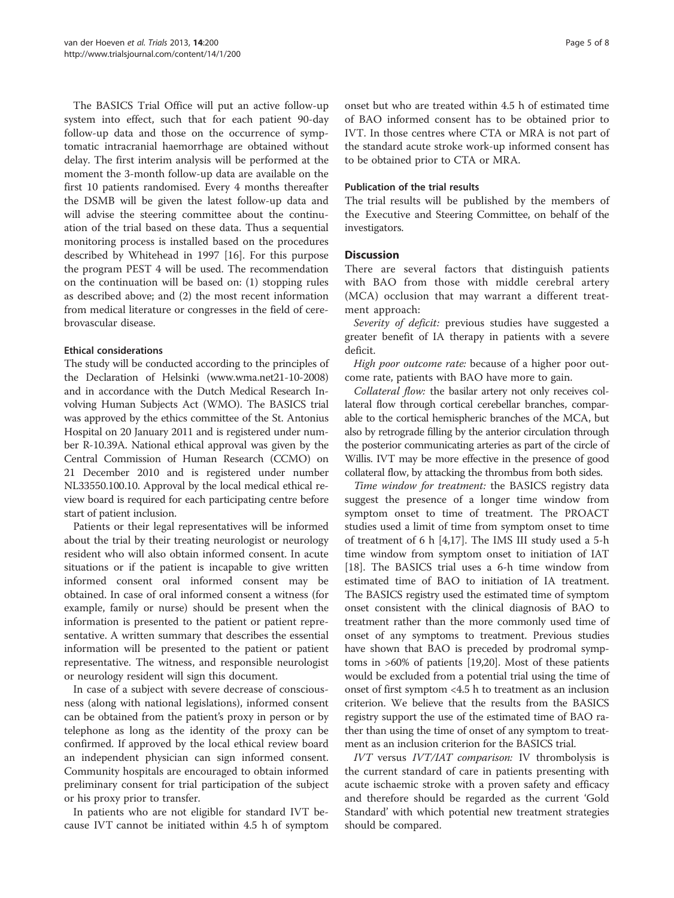The BASICS Trial Office will put an active follow-up system into effect, such that for each patient 90-day follow-up data and those on the occurrence of symptomatic intracranial haemorrhage are obtained without delay. The first interim analysis will be performed at the moment the 3-month follow-up data are available on the first 10 patients randomised. Every 4 months thereafter the DSMB will be given the latest follow-up data and will advise the steering committee about the continuation of the trial based on these data. Thus a sequential monitoring process is installed based on the procedures described by Whitehead in 1997 [16]. For this purpose the program PEST 4 will be used. The recommendation on the continuation will be based on: (1) stopping rules as described above; and (2) the most recent information from medical literature or congresses in the field of cerebrovascular disease.

### Ethical considerations

The study will be conducted according to the principles of the Declaration of Helsinki (www.wma.net21-10-2008) and in accordance with the Dutch Medical Research Involving Human Subjects Act (WMO). The BASICS trial was approved by the ethics committee of the St. Antonius Hospital on 20 January 2011 and is registered under number R-10.39A. National ethical approval was given by the Central Commission of Human Research (CCMO) on 21 December 2010 and is registered under number NL33550.100.10. Approval by the local medical ethical review board is required for each participating centre before start of patient inclusion.

Patients or their legal representatives will be informed about the trial by their treating neurologist or neurology resident who will also obtain informed consent. In acute situations or if the patient is incapable to give written informed consent oral informed consent may be obtained. In case of oral informed consent a witness (for example, family or nurse) should be present when the information is presented to the patient or patient representative. A written summary that describes the essential information will be presented to the patient or patient representative. The witness, and responsible neurologist or neurology resident will sign this document.

In case of a subject with severe decrease of consciousness (along with national legislations), informed consent can be obtained from the patient's proxy in person or by telephone as long as the identity of the proxy can be confirmed. If approved by the local ethical review board an independent physician can sign informed consent. Community hospitals are encouraged to obtain informed preliminary consent for trial participation of the subject or his proxy prior to transfer.

In patients who are not eligible for standard IVT because IVT cannot be initiated within 4.5 h of symptom onset but who are treated within 4.5 h of estimated time of BAO informed consent has to be obtained prior to IVT. In those centres where CTA or MRA is not part of the standard acute stroke work-up informed consent has to be obtained prior to CTA or MRA.

### Publication of the trial results

The trial results will be published by the members of the Executive and Steering Committee, on behalf of the investigators.

## Discussion

There are several factors that distinguish patients with BAO from those with middle cerebral artery (MCA) occlusion that may warrant a different treatment approach:

*Severity of deficit:* previous studies have suggested a greater benefit of IA therapy in patients with a severe deficit.

*High poor outcome rate:* because of a higher poor outcome rate, patients with BAO have more to gain.

*Collateral flow:* the basilar artery not only receives collateral flow through cortical cerebellar branches, comparable to the cortical hemispheric branches of the MCA, but also by retrograde filling by the anterior circulation through the posterior communicating arteries as part of the circle of Willis. IVT may be more effective in the presence of good collateral flow, by attacking the thrombus from both sides.

*Time window for treatment:* the BASICS registry data suggest the presence of a longer time window from symptom onset to time of treatment. The PROACT studies used a limit of time from symptom onset to time of treatment of 6 h [4,17]. The IMS III study used a 5-h time window from symptom onset to initiation of IAT [18]. The BASICS trial uses a 6-h time window from estimated time of BAO to initiation of IA treatment. The BASICS registry used the estimated time of symptom onset consistent with the clinical diagnosis of BAO to treatment rather than the more commonly used time of onset of any symptoms to treatment. Previous studies have shown that BAO is preceded by prodromal symptoms in >60% of patients [19,20]. Most of these patients would be excluded from a potential trial using the time of onset of first symptom <4.5 h to treatment as an inclusion criterion. We believe that the results from the BASICS registry support the use of the estimated time of BAO rather than using the time of onset of any symptom to treatment as an inclusion criterion for the BASICS trial.

*IVT* versus *IVT/IAT comparison:* IV thrombolysis is the current standard of care in patients presenting with acute ischaemic stroke with a proven safety and efficacy and therefore should be regarded as the current 'Gold Standard' with which potential new treatment strategies should be compared.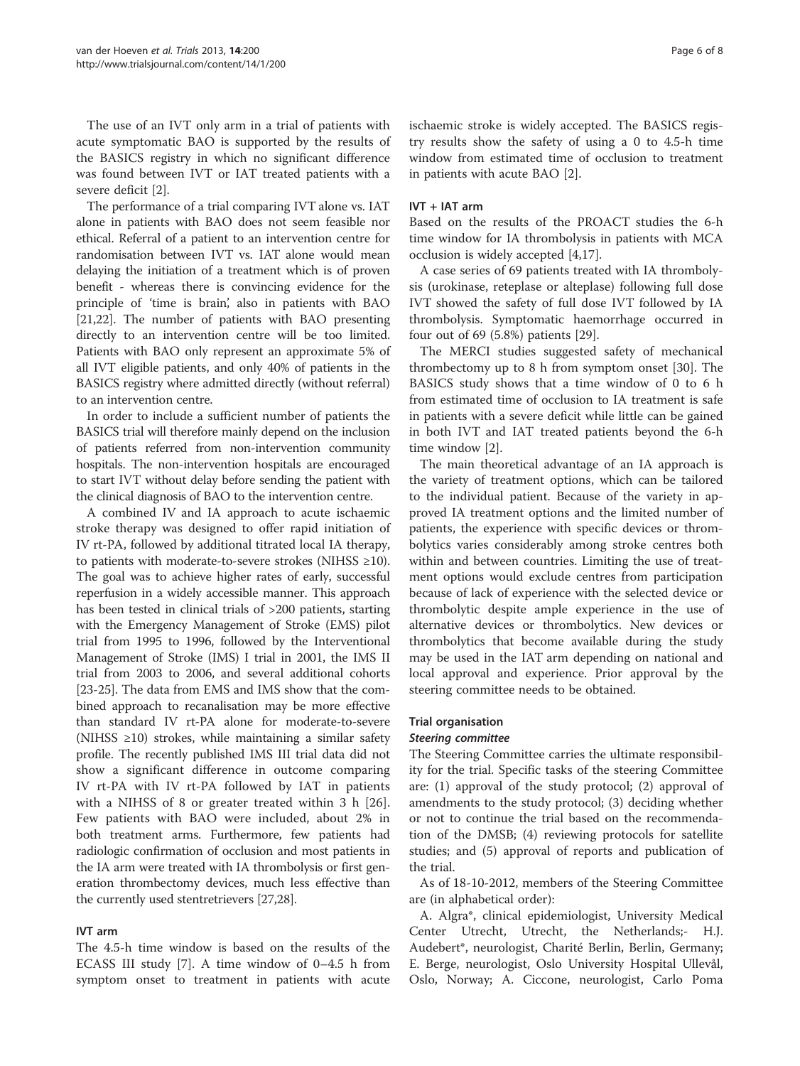The use of an IVT only arm in a trial of patients with acute symptomatic BAO is supported by the results of the BASICS registry in which no significant difference was found between IVT or IAT treated patients with a severe deficit [2].

The performance of a trial comparing IVT alone vs. IAT alone in patients with BAO does not seem feasible nor ethical. Referral of a patient to an intervention centre for randomisation between IVT vs. IAT alone would mean delaying the initiation of a treatment which is of proven benefit - whereas there is convincing evidence for the principle of 'time is brain', also in patients with BAO [21,22]. The number of patients with BAO presenting directly to an intervention centre will be too limited. Patients with BAO only represent an approximate 5% of all IVT eligible patients, and only 40% of patients in the BASICS registry where admitted directly (without referral) to an intervention centre.

In order to include a sufficient number of patients the BASICS trial will therefore mainly depend on the inclusion of patients referred from non-intervention community hospitals. The non-intervention hospitals are encouraged to start IVT without delay before sending the patient with the clinical diagnosis of BAO to the intervention centre.

A combined IV and IA approach to acute ischaemic stroke therapy was designed to offer rapid initiation of IV rt-PA, followed by additional titrated local IA therapy, to patients with moderate-to-severe strokes (NIHSS ≥10). The goal was to achieve higher rates of early, successful reperfusion in a widely accessible manner. This approach has been tested in clinical trials of >200 patients, starting with the Emergency Management of Stroke (EMS) pilot trial from 1995 to 1996, followed by the Interventional Management of Stroke (IMS) I trial in 2001, the IMS II trial from 2003 to 2006, and several additional cohorts [23-25]. The data from EMS and IMS show that the combined approach to recanalisation may be more effective than standard IV rt-PA alone for moderate-to-severe (NIHSS ≥10) strokes, while maintaining a similar safety profile. The recently published IMS III trial data did not show a significant difference in outcome comparing IV rt-PA with IV rt-PA followed by IAT in patients with a NIHSS of 8 or greater treated within 3 h [26]. Few patients with BAO were included, about 2% in both treatment arms. Furthermore, few patients had radiologic confirmation of occlusion and most patients in the IA arm were treated with IA thrombolysis or first generation thrombectomy devices, much less effective than the currently used stentretrievers [27,28].

### IVT arm

The 4.5-h time window is based on the results of the ECASS III study [7]. A time window of 0–4.5 h from symptom onset to treatment in patients with acute ischaemic stroke is widely accepted. The BASICS registry results show the safety of using a 0 to 4.5-h time window from estimated time of occlusion to treatment in patients with acute BAO [2].

### IVT + IAT arm

Based on the results of the PROACT studies the 6-h time window for IA thrombolysis in patients with MCA occlusion is widely accepted [4,17].

A case series of 69 patients treated with IA thrombolysis (urokinase, reteplase or alteplase) following full dose IVT showed the safety of full dose IVT followed by IA thrombolysis. Symptomatic haemorrhage occurred in four out of 69 (5.8%) patients [29].

The MERCI studies suggested safety of mechanical thrombectomy up to 8 h from symptom onset [30]. The BASICS study shows that a time window of 0 to 6 h from estimated time of occlusion to IA treatment is safe in patients with a severe deficit while little can be gained in both IVT and IAT treated patients beyond the 6-h time window [2].

The main theoretical advantage of an IA approach is the variety of treatment options, which can be tailored to the individual patient. Because of the variety in approved IA treatment options and the limited number of patients, the experience with specific devices or thrombolytics varies considerably among stroke centres both within and between countries. Limiting the use of treatment options would exclude centres from participation because of lack of experience with the selected device or thrombolytic despite ample experience in the use of alternative devices or thrombolytics. New devices or thrombolytics that become available during the study may be used in the IAT arm depending on national and local approval and experience. Prior approval by the steering committee needs to be obtained.

## Trial organisation

### *Steering committee*

The Steering Committee carries the ultimate responsibility for the trial. Specific tasks of the steering Committee are: (1) approval of the study protocol; (2) approval of amendments to the study protocol; (3) deciding whether or not to continue the trial based on the recommendation of the DMSB; (4) reviewing protocols for satellite studies; and (5) approval of reports and publication of the trial.

As of 18-10-2012, members of the Steering Committee are (in alphabetical order):

A. Algra*, clinical epidemiologist, University Medical Center Utrecht, Utrecht, the Netherlands;- H.J. Audebert*, neurologist, Charité Berlin, Berlin, Germany; E. Berge, neurologist, Oslo University Hospital Ullevål, Oslo, Norway; A. Ciccone, neurologist, Carlo Poma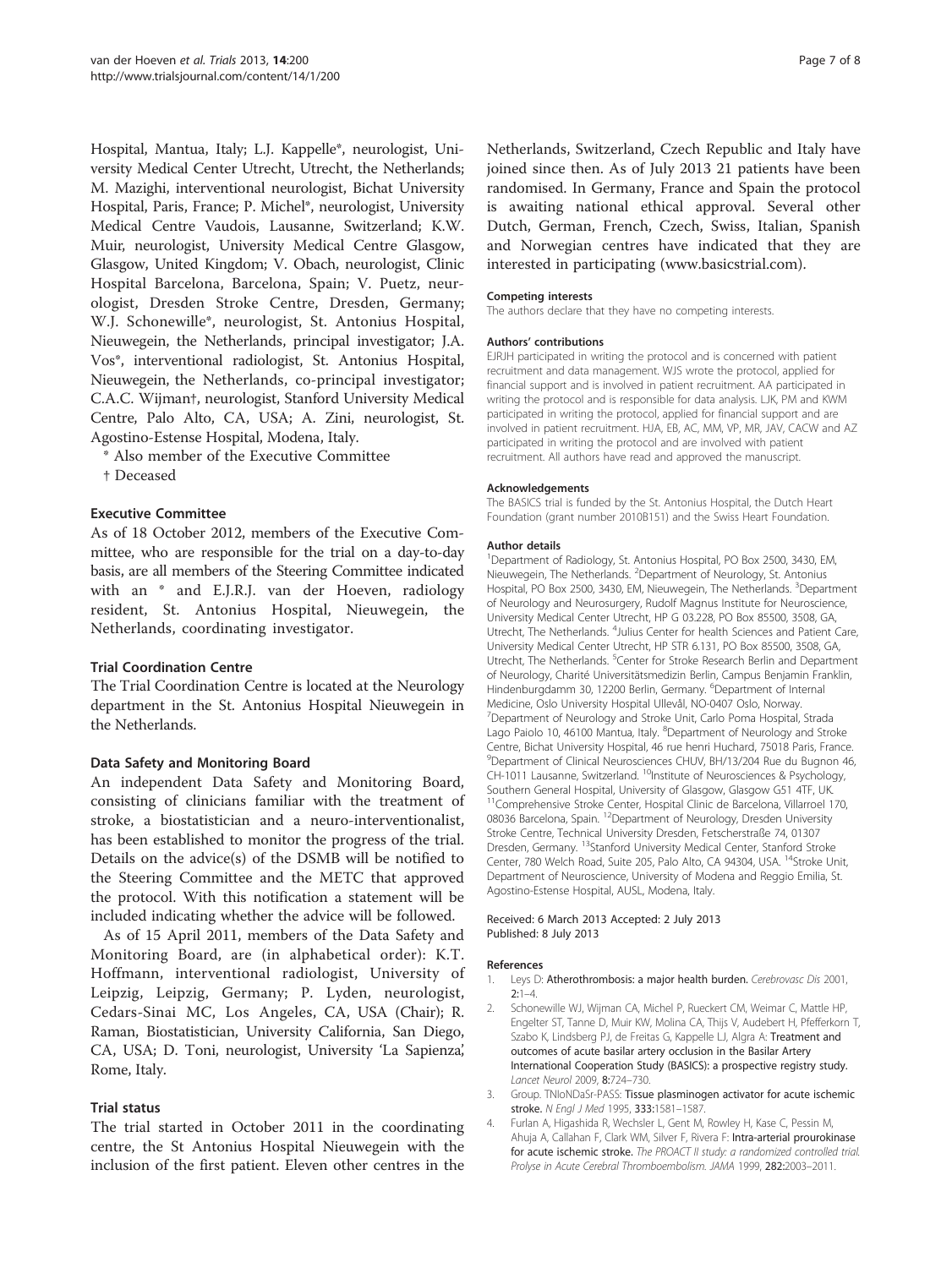Hospital, Mantua, Italy; L.J. Kappelle*, neurologist, University Medical Center Utrecht, Utrecht, the Netherlands; M. Mazighi, interventional neurologist, Bichat University Hospital, Paris, France; P. Michel*, neurologist, University Medical Centre Vaudois, Lausanne, Switzerland; K.W. Muir, neurologist, University Medical Centre Glasgow, Glasgow, United Kingdom; V. Obach, neurologist, Clinic Hospital Barcelona, Barcelona, Spain; V. Puetz, neurologist, Dresden Stroke Centre, Dresden, Germany; W.J. Schonewille*, neurologist, St. Antonius Hospital, Nieuwegein, the Netherlands, principal investigator; J.A. Vos*, interventional radiologist, St. Antonius Hospital, Nieuwegein, the Netherlands, co-principal investigator; C.A.C. Wijman†, neurologist, Stanford University Medical Centre, Palo Alto, CA, USA; A. Zini, neurologist, St. Agostino-Estense Hospital, Modena, Italy.

\* Also member of the Executive Committee

† Deceased

### Executive Committee

As of 18 October 2012, members of the Executive Committee, who are responsible for the trial on a day-to-day basis, are all members of the Steering Committee indicated with an * and E.J.R.J. van der Hoeven, radiology resident, St. Antonius Hospital, Nieuwegein, the Netherlands, coordinating investigator.

### Trial Coordination Centre

The Trial Coordination Centre is located at the Neurology department in the St. Antonius Hospital Nieuwegein in the Netherlands.

### Data Safety and Monitoring Board

An independent Data Safety and Monitoring Board, consisting of clinicians familiar with the treatment of stroke, a biostatistician and a neuro-interventionalist, has been established to monitor the progress of the trial. Details on the advice(s) of the DSMB will be notified to the Steering Committee and the METC that approved the protocol. With this notification a statement will be included indicating whether the advice will be followed.

As of 15 April 2011, members of the Data Safety and Monitoring Board, are (in alphabetical order): K.T. Hoffmann, interventional radiologist, University of Leipzig, Leipzig, Germany; P. Lyden, neurologist, Cedars-Sinai MC, Los Angeles, CA, USA (Chair); R. Raman, Biostatistician, University California, San Diego, CA, USA; D. Toni, neurologist, University 'La Sapienza', Rome, Italy.

### Trial status

The trial started in October 2011 in the coordinating centre, the St Antonius Hospital Nieuwegein with the inclusion of the first patient. Eleven other centres in the Netherlands, Switzerland, Czech Republic and Italy have joined since then. As of July 2013 21 patients have been randomised. In Germany, France and Spain the protocol is awaiting national ethical approval. Several other Dutch, German, French, Czech, Swiss, Italian, Spanish and Norwegian centres have indicated that they are interested in participating (www.basicstrial.com).

#### Competing interests

The authors declare that they have no competing interests.

#### Authors' contributions

EJRJH participated in writing the protocol and is concerned with patient recruitment and data management. WJS wrote the protocol, applied for financial support and is involved in patient recruitment. AA participated in writing the protocol and is responsible for data analysis. LJK, PM and KWM participated in writing the protocol, applied for financial support and are involved in patient recruitment. HJA, EB, AC, MM, VP, MR, JAV, CACW and AZ participated in writing the protocol and are involved with patient recruitment. All authors have read and approved the manuscript.

#### Acknowledgements

The BASICS trial is funded by the St. Antonius Hospital, the Dutch Heart Foundation (grant number 2010B151) and the Swiss Heart Foundation.

#### Author details

[1]Department of Radiology, St. Antonius Hospital, PO Box 2500, 3430, EM, Nieuwegein, The Netherlands. [2]Department of Neurology, St. Antonius Hospital, PO Box 2500, 3430, EM, Nieuwegein, The Netherlands. [3]Department of Neurology and Neurosurgery, Rudolf Magnus Institute for Neuroscience, University Medical Center Utrecht, HP G 03.228, PO Box 85500, 3508, GA, Utrecht, The Netherlands. [4]Julius Center for health Sciences and Patient Care, University Medical Center Utrecht, HP STR 6.131, PO Box 85500, 3508, GA, Utrecht, The Netherlands. [5]Center for Stroke Research Berlin and Department of Neurology, Charité Universitätsmedizin Berlin, Campus Benjamin Franklin, Hindenburgdamm 30, 12200 Berlin, Germany. [6]Department of Internal Medicine, Oslo University Hospital Ullevål, NO-0407 Oslo, Norway. [7]Department of Neurology and Stroke Unit, Carlo Poma Hospital, Strada Lago Paiolo 10, 46100 Mantua, Italy. [8]Department of Neurology and Stroke Centre, Bichat University Hospital, 46 rue henri Huchard, 75018 Paris, France. [9]Department of Clinical Neurosciences CHUV, BH/13/204 Rue du Bugnon 46, CH-1011 Lausanne, Switzerland. [10]Institute of Neurosciences & Psychology, Southern General Hospital, University of Glasgow, Glasgow G51 4TF, UK. [11]Comprehensive Stroke Center, Hospital Clinic de Barcelona, Villarroel 170, 08036 Barcelona, Spain. [12]Department of Neurology, Dresden University Stroke Centre, Technical University Dresden, Fetscherstraße 74, 01307 Dresden, Germany. [13]Stanford University Medical Center, Stanford Stroke Center, 780 Welch Road, Suite 205, Palo Alto, CA 94304, USA. [14]Stroke Unit, Department of Neuroscience, University of Modena and Reggio Emilia, St. Agostino-Estense Hospital, AUSL, Modena, Italy.

Received: 6 March 2013 Accepted: 2 July 2013
Published: 8 July 2013

#### References

1. Leys D: **Atherothrombosis: a major health burden.** *Cerebrovasc Dis* 2001, **2:**1–4.
2. Schonewille WJ, Wijman CA, Michel P, Rueckert CM, Weimar C, Mattle HP, Engelter ST, Tanne D, Muir KW, Molina CA, Thijs V, Audebert H, Pfefferkorn T, Szabo K, Lindsberg PJ, de Freitas G, Kappelle LJ, Algra A: **Treatment and outcomes of acute basilar artery occlusion in the Basilar Artery International Cooperation Study (BASICS): a prospective registry study.** *Lancet Neurol* 2009, **8:**724–730.
3. Group. TNIoNDaSr-PASS: **Tissue plasminogen activator for acute ischemic stroke.** *N Engl J Med* 1995, **333:**1581–1587.
4. Furlan A, Higashida R, Wechsler L, Gent M, Rowley H, Kase C, Pessin M, Ahuja A, Callahan F, Clark WM, Silver F, Rivera F: **Intra-arterial prourokinase for acute ischemic stroke.** *The PROACT II study: a randomized controlled trial. Prolyse in Acute Cerebral Thromboembolism. JAMA* 1999, **282:**2003–2011.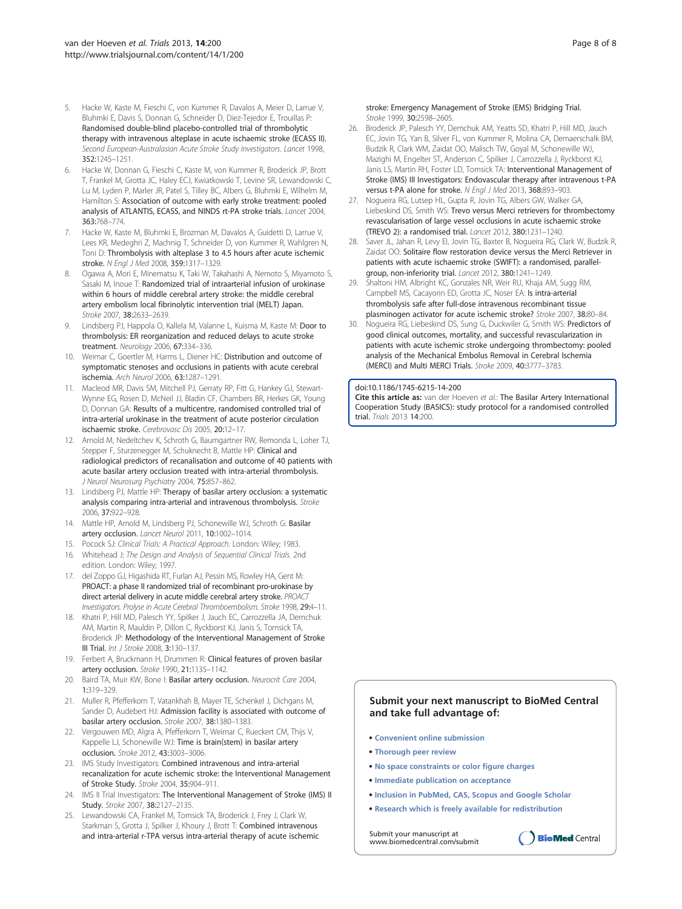5. Hacke W, Kaste M, Fieschi C, von Kummer R, Davalos A, Meier D, Larrue V, Bluhmki E, Davis S, Donnan G, Schneider D, Diez-Tejedor E, Trouillas P: **Randomised double-blind placebo-controlled trial of thrombolytic therapy with intravenous alteplase in acute ischaemic stroke (ECASS II).** *Second European-Australasian Acute Stroke Study Investigators. Lancet* 1998, **352:**1245–1251.
6. Hacke W, Donnan G, Fieschi C, Kaste M, von Kummer R, Broderick JP, Brott T, Frankel M, Grotta JC, Haley ECJ, Kwiatkowski T, Levine SR, Lewandowski C, Lu M, Lyden P, Marler JR, Patel S, Tilley BC, Albers G, Bluhmki E, Wilhelm M, Hamilton S: **Association of outcome with early stroke treatment: pooled analysis of ATLANTIS, ECASS, and NINDS rt-PA stroke trials.** *Lancet* 2004, **363:**768–774.
7. Hacke W, Kaste M, Bluhmki E, Brozman M, Davalos A, Guidetti D, Larrue V, Lees KR, Medeghri Z, Machnig T, Schneider D, von Kummer R, Wahlgren N, Toni D: **Thrombolysis with alteplase 3 to 4.5 hours after acute ischemic stroke.** *N Engl J Med* 2008, **359:**1317–1329.
8. Ogawa A, Mori E, Minematsu K, Taki W, Takahashi A, Nemoto S, Miyamoto S, Sasaki M, Inoue T: **Randomized trial of intraarterial infusion of urokinase within 6 hours of middle cerebral artery stroke: the middle cerebral artery embolism local fibrinolytic intervention trial (MELT) Japan.** *Stroke* 2007, **38:**2633–2639.
9. Lindsberg PJ, Happola O, Kallela M, Valanne L, Kuisma M, Kaste M: **Door to thrombolysis: ER reorganization and reduced delays to acute stroke treatment.** *Neurology* 2006, **67:**334–336.
10. Weimar C, Goertler M, Harms L, Diener HC: **Distribution and outcome of symptomatic stenoses and occlusions in patients with acute cerebral ischemia.** *Arch Neurol* 2006, **63:**1287–1291.
11. Macleod MR, Davis SM, Mitchell PJ, Gerraty RP, Fitt G, Hankey GJ, Stewart-Wynne EG, Rosen D, McNeil JJ, Bladin CF, Chambers BR, Herkes GK, Young D, Donnan GA: **Results of a multicentre, randomised controlled trial of intra-arterial urokinase in the treatment of acute posterior circulation ischaemic stroke.** *Cerebrovasc Dis* 2005, **20:**12–17.
12. Arnold M, Nedeltchev K, Schroth G, Baumgartner RW, Remonda L, Loher TJ, Stepper F, Sturzenegger M, Schuknecht B, Mattle HP: **Clinical and radiological predictors of recanalisation and outcome of 40 patients with acute basilar artery occlusion treated with intra-arterial thrombolysis.** *J Neurol Neurosurg Psychiatry* 2004, **75:**857–862.
13. Lindsberg PJ, Mattle HP: **Therapy of basilar artery occlusion: a systematic analysis comparing intra-arterial and intravenous thrombolysis.** *Stroke* 2006, **37:**922–928.
14. Mattle HP, Arnold M, Lindsberg PJ, Schonewille WJ, Schroth G: **Basilar artery occlusion.** *Lancet Neurol* 2011, **10:**1002–1014.
15. Pocock SJ: *Clinical Trials: A Practical Approach.* London: Wiley; 1983.
16. Whitehead J: *The Design and Analysis of Sequential Clinical Trials.* 2nd edition. London: Wiley; 1997.
17. del Zoppo GJ, Higashida RT, Furlan AJ, Pessin MS, Rowley HA, Gent M: **PROACT: a phase II randomized trial of recombinant pro-urokinase by direct arterial delivery in acute middle cerebral artery stroke.** *PROACT Investigators. Prolyse in Acute Cerebral Thromboembolism. Stroke* 1998, **29:**4–11.
18. Khatri P, Hill MD, Palesch YY, Spilker J, Jauch EC, Carrozzella JA, Demchuk AM, Martin R, Mauldin P, Dillon C, Ryckborst KJ, Janis S, Tomsick TA, Broderick JP: **Methodology of the Interventional Management of Stroke III Trial.** *Int J Stroke* 2008, **3:**130–137.
19. Ferbert A, Bruckmann H, Drummen R: **Clinical features of proven basilar artery occlusion.** *Stroke* 1990, **21:**1135–1142.
20. Baird TA, Muir KW, Bone I: **Basilar artery occlusion.** *Neurocrit Care* 2004, **1:**319–329.
21. Muller R, Pfefferkorn T, Vatankhah B, Mayer TE, Schenkel J, Dichgans M, Sander D, Audebert HJ: **Admission facility is associated with outcome of basilar artery occlusion.** *Stroke* 2007, **38:**1380–1383.
22. Vergouwen MD, Algra A, Pfefferkorn T, Weimar C, Rueckert CM, Thijs V, Kappelle LJ, Schonewille WJ: **Time is brain(stem) in basilar artery occlusion.** *Stroke* 2012, **43:**3003–3006.
23. IMS Study Investigators: **Combined intravenous and intra-arterial recanalization for acute ischemic stroke: the Interventional Management of Stroke Study.** *Stroke* 2004, **35:**904–911.
24. IMS II Trial Investigators: **The Interventional Management of Stroke (IMS) II Study.** *Stroke* 2007, **38:**2127–2135.
25. Lewandowski CA, Frankel M, Tomsick TA, Broderick J, Frey J, Clark W, Starkman S, Grotta J, Spilker J, Khoury J, Brott T: **Combined intravenous and intra-arterial r-TPA versus intra-arterial therapy of acute ischemic stroke: Emergency Management of Stroke (EMS) Bridging Trial.** *Stroke* 1999, **30:**2598–2605.
26. Broderick JP, Palesch YY, Demchuk AM, Yeatts SD, Khatri P, Hill MD, Jauch EC, Jovin TG, Yan B, Silver FL, von Kummer R, Molina CA, Demaerschalk BM, Budzik R, Clark WM, Zaidat OO, Malisch TW, Goyal M, Schonewille WJ, Mazighi M, Engelter ST, Anderson C, Spilker J, Carrozzella J, Ryckborst KJ, Janis LS, Martin RH, Foster LD, Tomsick TA: **Interventional Management of Stroke (IMS) III Investigators: Endovascular therapy after intravenous t-PA versus t-PA alone for stroke.** *N Engl J Med* 2013, **368:**893–903.
27. Nogueira RG, Lutsep HL, Gupta R, Jovin TG, Albers GW, Walker GA, Liebeskind DS, Smith WS: **Trevo versus Merci retrievers for thrombectomy revascularisation of large vessel occlusions in acute ischaemic stroke (TREVO 2): a randomised trial.** *Lancet* 2012, **380:**1231–1240.
28. Saver JL, Jahan R, Levy EI, Jovin TG, Baxter B, Nogueira RG, Clark W, Budzik R, Zaidat OO: **Solitaire flow restoration device versus the Merci Retriever in patients with acute ischaemic stroke (SWIFT): a randomised, parallel-group, non-inferiority trial.** *Lancet* 2012, **380:**1241–1249.
29. Shaltoni HM, Albright KC, Gonzales NR, Weir RU, Khaja AM, Sugg RM, Campbell MS, Cacayorin ED, Grotta JC, Noser EA: **Is intra-arterial thrombolysis safe after full-dose intravenous recombinant tissue plasminogen activator for acute ischemic stroke?** *Stroke* 2007, **38:**80–84.
30. Nogueira RG, Liebeskind DS, Sung G, Duckwiler G, Smith WS: **Predictors of good clinical outcomes, mortality, and successful revascularization in patients with acute ischemic stroke undergoing thrombectomy: pooled analysis of the Mechanical Embolus Removal in Cerebral Ischemia (MERCI) and Multi MERCI Trials.** *Stroke* 2009, **40:**3777–3783.

doi:10.1186/1745-6215-14-200

**Cite this article as:** van der Hoeven *et al.*: The Basilar Artery International Cooperation Study (BASICS): study protocol for a randomised controlled trial. *Trials* 2013 **14**:200.

**Submit your next manuscript to BioMed Central and take full advantage of:**

- **Convenient online submission**
- **Thorough peer review**
- **No space constraints or color figure charges**
- **Immediate publication on acceptance**
- **Inclusion in PubMed, CAS, Scopus and Google Scholar**
- **Research which is freely available for redistribution**

Submit your manuscript at www.biomedcentral.com/submit

BioMed Central